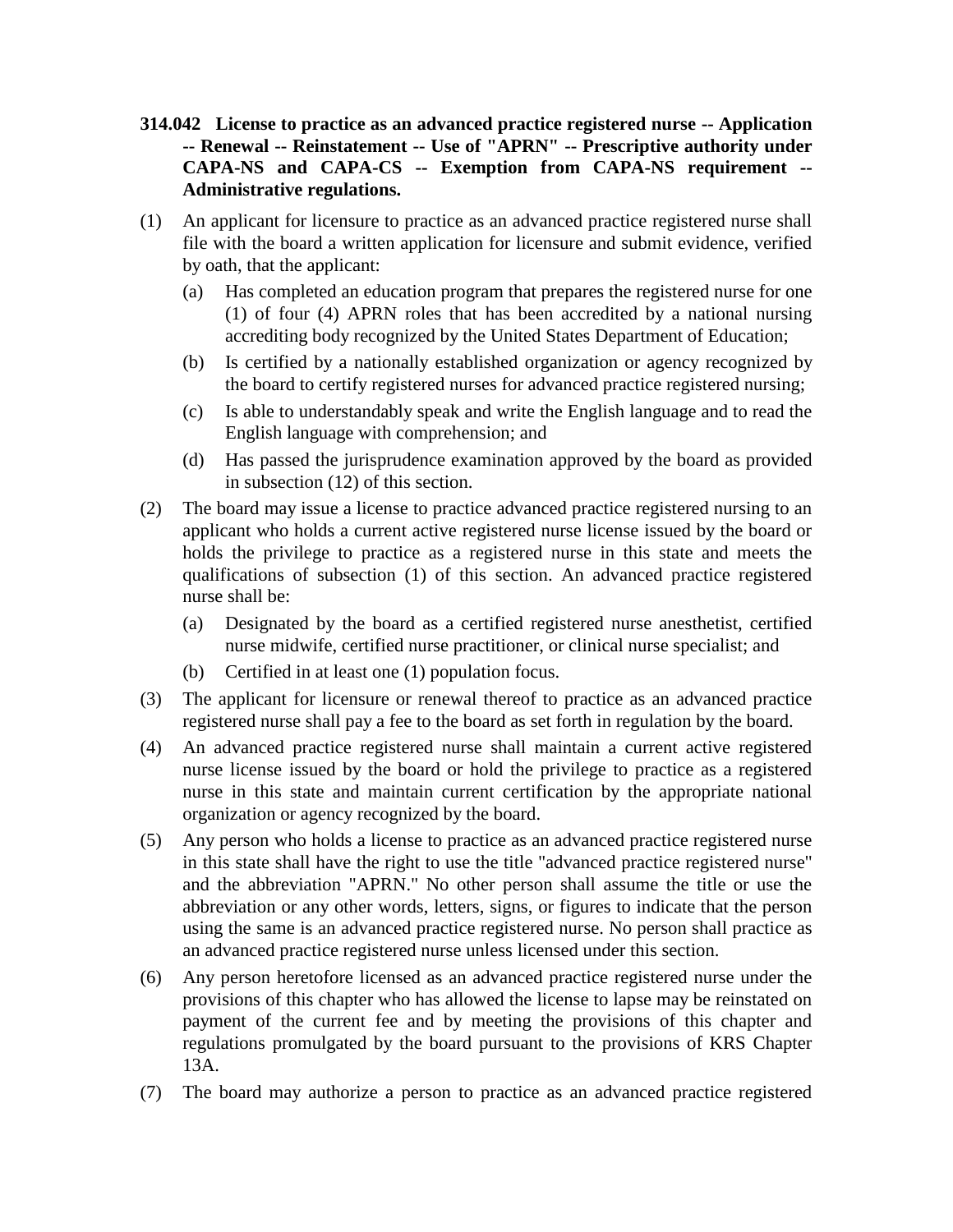**314.042 License to practice as an advanced practice registered nurse -- Application -- Renewal -- Reinstatement -- Use of "APRN" -- Prescriptive authority under CAPA-NS and CAPA-CS -- Exemption from CAPA-NS requirement -- Administrative regulations.**

(1) An applicant for licensure to practice as an advanced practice registered nurse shall file with the board a written application for licensure and submit evidence, verified by oath, that the applicant:

  (a) Has completed an education program that prepares the registered nurse for one (1) of four (4) APRN roles that has been accredited by a national nursing accrediting body recognized by the United States Department of Education;

  (b) Is certified by a nationally established organization or agency recognized by the board to certify registered nurses for advanced practice registered nursing;

  (c) Is able to understandably speak and write the English language and to read the English language with comprehension; and

  (d) Has passed the jurisprudence examination approved by the board as provided in subsection (12) of this section.

(2) The board may issue a license to practice advanced practice registered nursing to an applicant who holds a current active registered nurse license issued by the board or holds the privilege to practice as a registered nurse in this state and meets the qualifications of subsection (1) of this section. An advanced practice registered nurse shall be:

  (a) Designated by the board as a certified registered nurse anesthetist, certified nurse midwife, certified nurse practitioner, or clinical nurse specialist; and

  (b) Certified in at least one (1) population focus.

(3) The applicant for licensure or renewal thereof to practice as an advanced practice registered nurse shall pay a fee to the board as set forth in regulation by the board.

(4) An advanced practice registered nurse shall maintain a current active registered nurse license issued by the board or hold the privilege to practice as a registered nurse in this state and maintain current certification by the appropriate national organization or agency recognized by the board.

(5) Any person who holds a license to practice as an advanced practice registered nurse in this state shall have the right to use the title "advanced practice registered nurse" and the abbreviation "APRN." No other person shall assume the title or use the abbreviation or any other words, letters, signs, or figures to indicate that the person using the same is an advanced practice registered nurse. No person shall practice as an advanced practice registered nurse unless licensed under this section.

(6) Any person heretofore licensed as an advanced practice registered nurse under the provisions of this chapter who has allowed the license to lapse may be reinstated on payment of the current fee and by meeting the provisions of this chapter and regulations promulgated by the board pursuant to the provisions of KRS Chapter 13A.

(7) The board may authorize a person to practice as an advanced practice registered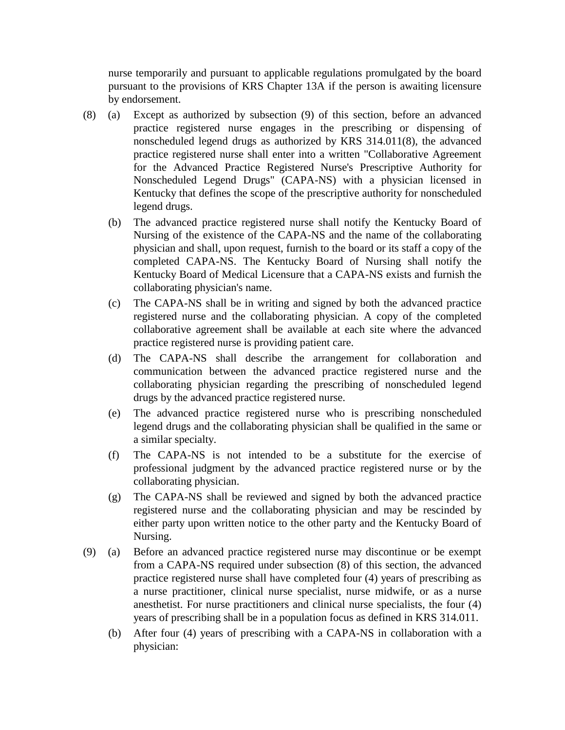nurse temporarily and pursuant to applicable regulations promulgated by the board pursuant to the provisions of KRS Chapter 13A if the person is awaiting licensure by endorsement.

(8) (a) Except as authorized by subsection (9) of this section, before an advanced practice registered nurse engages in the prescribing or dispensing of nonscheduled legend drugs as authorized by KRS 314.011(8), the advanced practice registered nurse shall enter into a written "Collaborative Agreement for the Advanced Practice Registered Nurse's Prescriptive Authority for Nonscheduled Legend Drugs" (CAPA-NS) with a physician licensed in Kentucky that defines the scope of the prescriptive authority for nonscheduled legend drugs.

(b) The advanced practice registered nurse shall notify the Kentucky Board of Nursing of the existence of the CAPA-NS and the name of the collaborating physician and shall, upon request, furnish to the board or its staff a copy of the completed CAPA-NS. The Kentucky Board of Nursing shall notify the Kentucky Board of Medical Licensure that a CAPA-NS exists and furnish the collaborating physician's name.

(c) The CAPA-NS shall be in writing and signed by both the advanced practice registered nurse and the collaborating physician. A copy of the completed collaborative agreement shall be available at each site where the advanced practice registered nurse is providing patient care.

(d) The CAPA-NS shall describe the arrangement for collaboration and communication between the advanced practice registered nurse and the collaborating physician regarding the prescribing of nonscheduled legend drugs by the advanced practice registered nurse.

(e) The advanced practice registered nurse who is prescribing nonscheduled legend drugs and the collaborating physician shall be qualified in the same or a similar specialty.

(f) The CAPA-NS is not intended to be a substitute for the exercise of professional judgment by the advanced practice registered nurse or by the collaborating physician.

(g) The CAPA-NS shall be reviewed and signed by both the advanced practice registered nurse and the collaborating physician and may be rescinded by either party upon written notice to the other party and the Kentucky Board of Nursing.

(9) (a) Before an advanced practice registered nurse may discontinue or be exempt from a CAPA-NS required under subsection (8) of this section, the advanced practice registered nurse shall have completed four (4) years of prescribing as a nurse practitioner, clinical nurse specialist, nurse midwife, or as a nurse anesthetist. For nurse practitioners and clinical nurse specialists, the four (4) years of prescribing shall be in a population focus as defined in KRS 314.011.

(b) After four (4) years of prescribing with a CAPA-NS in collaboration with a physician: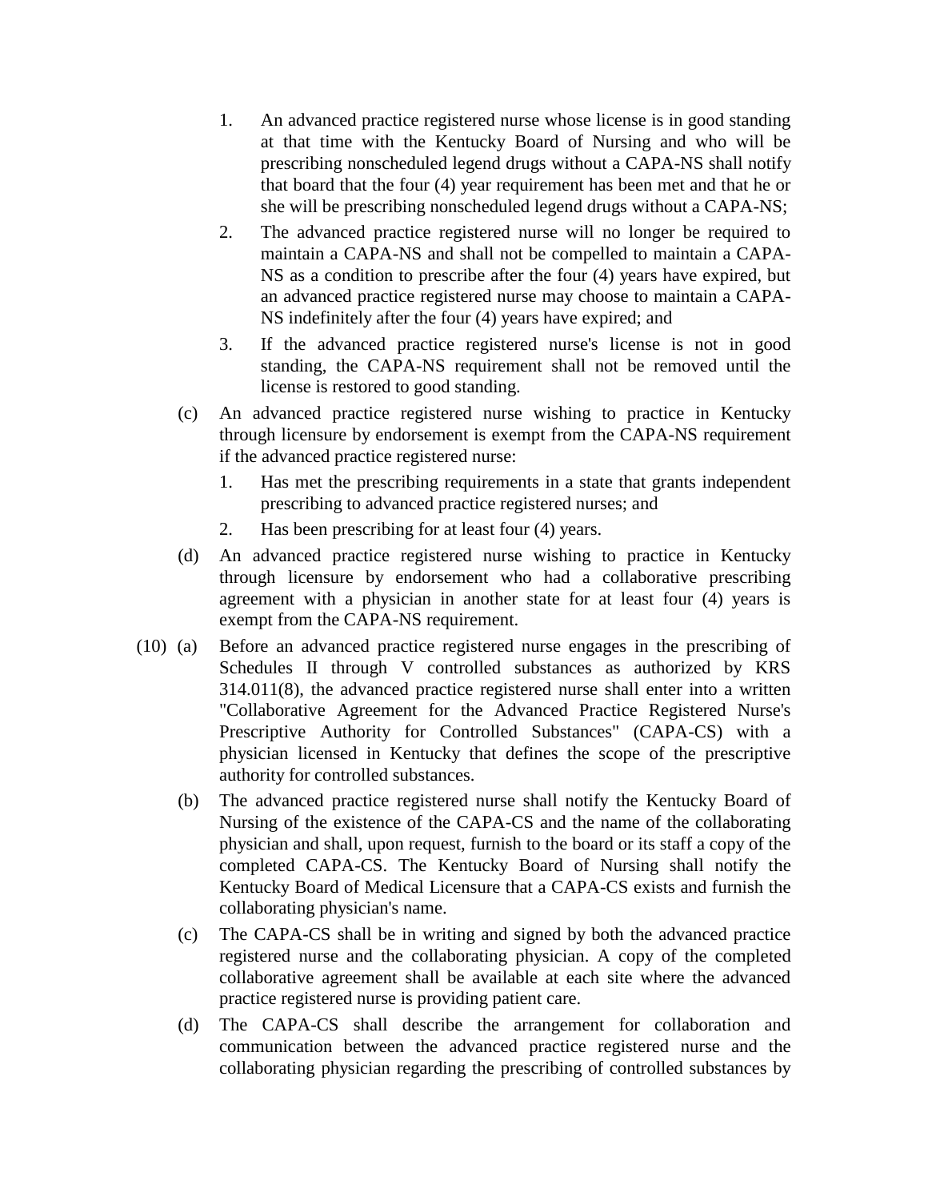1. An advanced practice registered nurse whose license is in good standing at that time with the Kentucky Board of Nursing and who will be prescribing nonscheduled legend drugs without a CAPA-NS shall notify that board that the four (4) year requirement has been met and that he or she will be prescribing nonscheduled legend drugs without a CAPA-NS;
2. The advanced practice registered nurse will no longer be required to maintain a CAPA-NS and shall not be compelled to maintain a CAPA-NS as a condition to prescribe after the four (4) years have expired, but an advanced practice registered nurse may choose to maintain a CAPA-NS indefinitely after the four (4) years have expired; and
3. If the advanced practice registered nurse's license is not in good standing, the CAPA-NS requirement shall not be removed until the license is restored to good standing.

(c) An advanced practice registered nurse wishing to practice in Kentucky through licensure by endorsement is exempt from the CAPA-NS requirement if the advanced practice registered nurse:

1. Has met the prescribing requirements in a state that grants independent prescribing to advanced practice registered nurses; and
2. Has been prescribing for at least four (4) years.

(d) An advanced practice registered nurse wishing to practice in Kentucky through licensure by endorsement who had a collaborative prescribing agreement with a physician in another state for at least four (4) years is exempt from the CAPA-NS requirement.

(10) (a) Before an advanced practice registered nurse engages in the prescribing of Schedules II through V controlled substances as authorized by KRS 314.011(8), the advanced practice registered nurse shall enter into a written "Collaborative Agreement for the Advanced Practice Registered Nurse's Prescriptive Authority for Controlled Substances" (CAPA-CS) with a physician licensed in Kentucky that defines the scope of the prescriptive authority for controlled substances.

(b) The advanced practice registered nurse shall notify the Kentucky Board of Nursing of the existence of the CAPA-CS and the name of the collaborating physician and shall, upon request, furnish to the board or its staff a copy of the completed CAPA-CS. The Kentucky Board of Nursing shall notify the Kentucky Board of Medical Licensure that a CAPA-CS exists and furnish the collaborating physician's name.

(c) The CAPA-CS shall be in writing and signed by both the advanced practice registered nurse and the collaborating physician. A copy of the completed collaborative agreement shall be available at each site where the advanced practice registered nurse is providing patient care.

(d) The CAPA-CS shall describe the arrangement for collaboration and communication between the advanced practice registered nurse and the collaborating physician regarding the prescribing of controlled substances by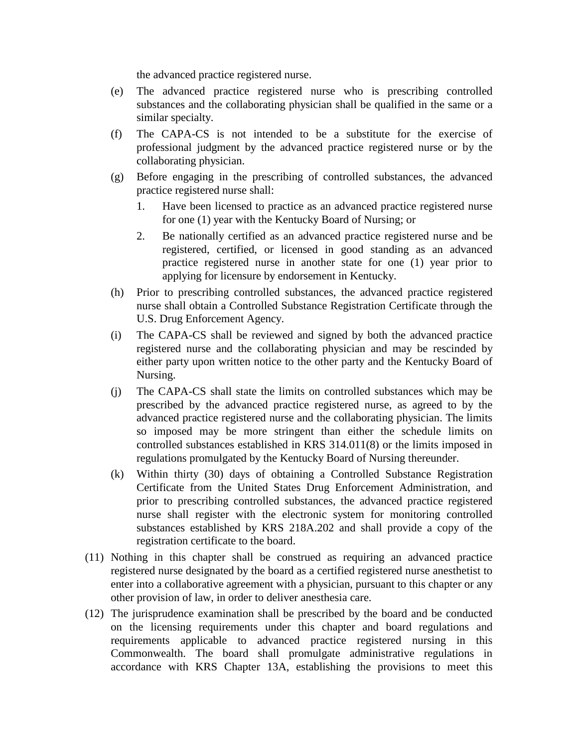the advanced practice registered nurse.

(e) The advanced practice registered nurse who is prescribing controlled substances and the collaborating physician shall be qualified in the same or a similar specialty.

(f) The CAPA-CS is not intended to be a substitute for the exercise of professional judgment by the advanced practice registered nurse or by the collaborating physician.

(g) Before engaging in the prescribing of controlled substances, the advanced practice registered nurse shall:

1. Have been licensed to practice as an advanced practice registered nurse for one (1) year with the Kentucky Board of Nursing; or

2. Be nationally certified as an advanced practice registered nurse and be registered, certified, or licensed in good standing as an advanced practice registered nurse in another state for one (1) year prior to applying for licensure by endorsement in Kentucky.

(h) Prior to prescribing controlled substances, the advanced practice registered nurse shall obtain a Controlled Substance Registration Certificate through the U.S. Drug Enforcement Agency.

(i) The CAPA-CS shall be reviewed and signed by both the advanced practice registered nurse and the collaborating physician and may be rescinded by either party upon written notice to the other party and the Kentucky Board of Nursing.

(j) The CAPA-CS shall state the limits on controlled substances which may be prescribed by the advanced practice registered nurse, as agreed to by the advanced practice registered nurse and the collaborating physician. The limits so imposed may be more stringent than either the schedule limits on controlled substances established in KRS 314.011(8) or the limits imposed in regulations promulgated by the Kentucky Board of Nursing thereunder.

(k) Within thirty (30) days of obtaining a Controlled Substance Registration Certificate from the United States Drug Enforcement Administration, and prior to prescribing controlled substances, the advanced practice registered nurse shall register with the electronic system for monitoring controlled substances established by KRS 218A.202 and shall provide a copy of the registration certificate to the board.

(11) Nothing in this chapter shall be construed as requiring an advanced practice registered nurse designated by the board as a certified registered nurse anesthetist to enter into a collaborative agreement with a physician, pursuant to this chapter or any other provision of law, in order to deliver anesthesia care.

(12) The jurisprudence examination shall be prescribed by the board and be conducted on the licensing requirements under this chapter and board regulations and requirements applicable to advanced practice registered nursing in this Commonwealth. The board shall promulgate administrative regulations in accordance with KRS Chapter 13A, establishing the provisions to meet this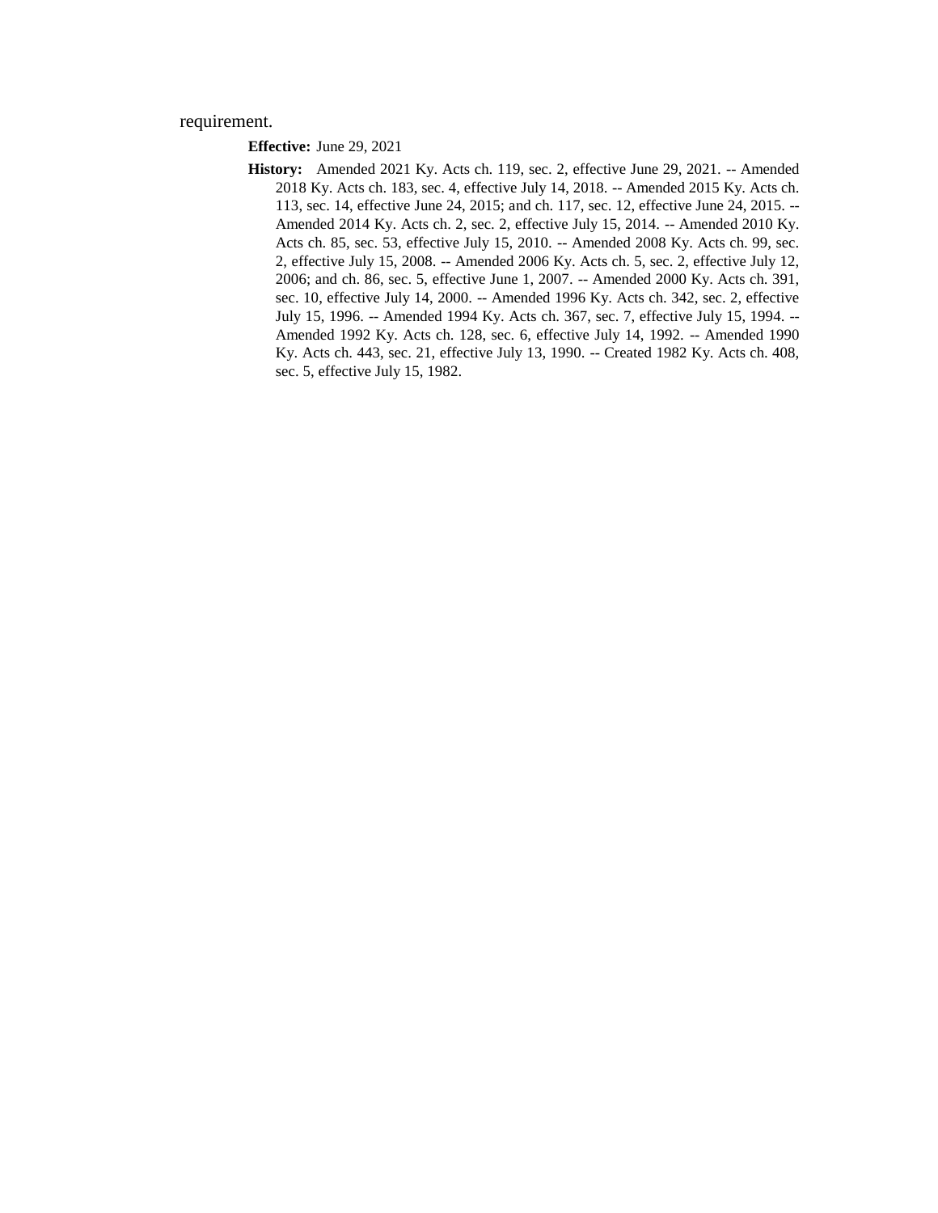requirement.

**Effective:** June 29, 2021

**History:** Amended 2021 Ky. Acts ch. 119, sec. 2, effective June 29, 2021. -- Amended 2018 Ky. Acts ch. 183, sec. 4, effective July 14, 2018. -- Amended 2015 Ky. Acts ch. 113, sec. 14, effective June 24, 2015; and ch. 117, sec. 12, effective June 24, 2015. -- Amended 2014 Ky. Acts ch. 2, sec. 2, effective July 15, 2014. -- Amended 2010 Ky. Acts ch. 85, sec. 53, effective July 15, 2010. -- Amended 2008 Ky. Acts ch. 99, sec. 2, effective July 15, 2008. -- Amended 2006 Ky. Acts ch. 5, sec. 2, effective July 12, 2006; and ch. 86, sec. 5, effective June 1, 2007. -- Amended 2000 Ky. Acts ch. 391, sec. 10, effective July 14, 2000. -- Amended 1996 Ky. Acts ch. 342, sec. 2, effective July 15, 1996. -- Amended 1994 Ky. Acts ch. 367, sec. 7, effective July 15, 1994. -- Amended 1992 Ky. Acts ch. 128, sec. 6, effective July 14, 1992. -- Amended 1990 Ky. Acts ch. 443, sec. 21, effective July 13, 1990. -- Created 1982 Ky. Acts ch. 408, sec. 5, effective July 15, 1982.